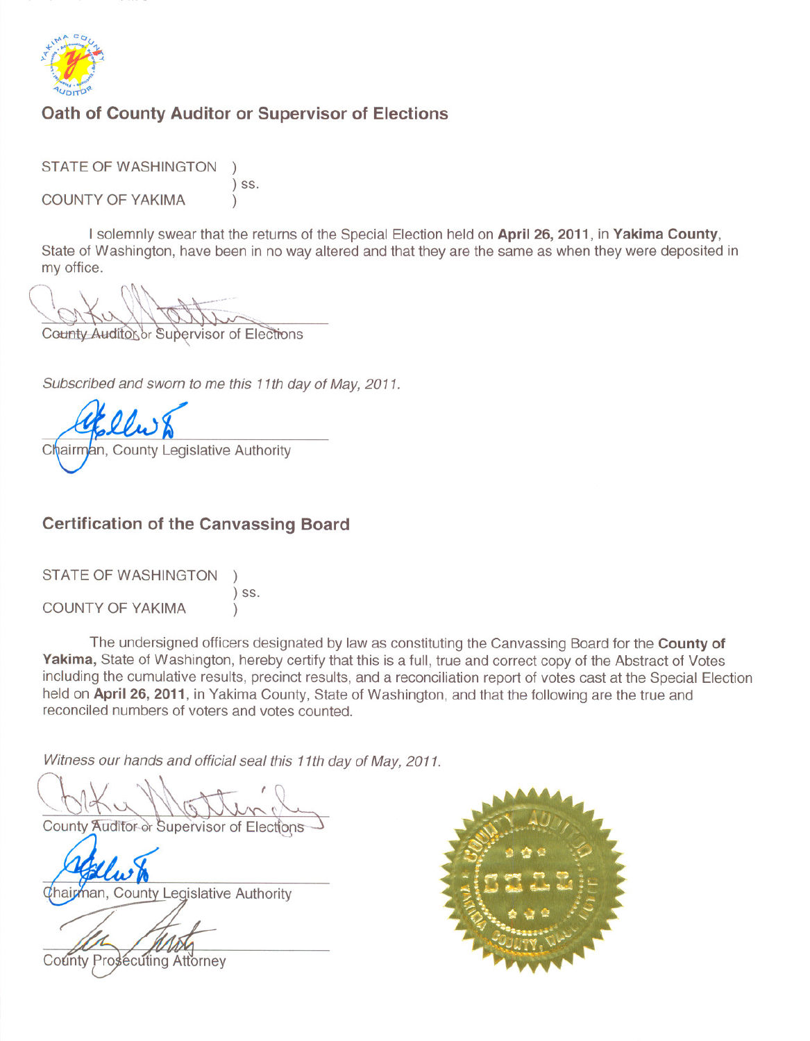## Oath of County Auditor or Supervisor of Elections

STATE OF WASHINGTON )
) ss.
COUNTY OF YAKIMA )

I solemnly swear that the returns of the Special Election held on **April 26, 2011**, in **Yakima County**, State of Washington, have been in no way altered and that they are the same as when they were deposited in my office.

County Auditor or Supervisor of Elections

*Subscribed and sworn to me this 11th day of May, 2011.*

Chairman, County Legislative Authority

## Certification of the Canvassing Board

STATE OF WASHINGTON )
) ss.
COUNTY OF YAKIMA )

The undersigned officers designated by law as constituting the Canvassing Board for the **County of Yakima,** State of Washington, hereby certify that this is a full, true and correct copy of the Abstract of Votes including the cumulative results, precinct results, and a reconciliation report of votes cast at the Special Election held on **April 26, 2011**, in Yakima County, State of Washington, and that the following are the true and reconciled numbers of voters and votes counted.

*Witness our hands and official seal this 11th day of May, 2011.*

County Auditor or Supervisor of Elections

Chairman, County Legislative Authority

County Prosecuting Attorney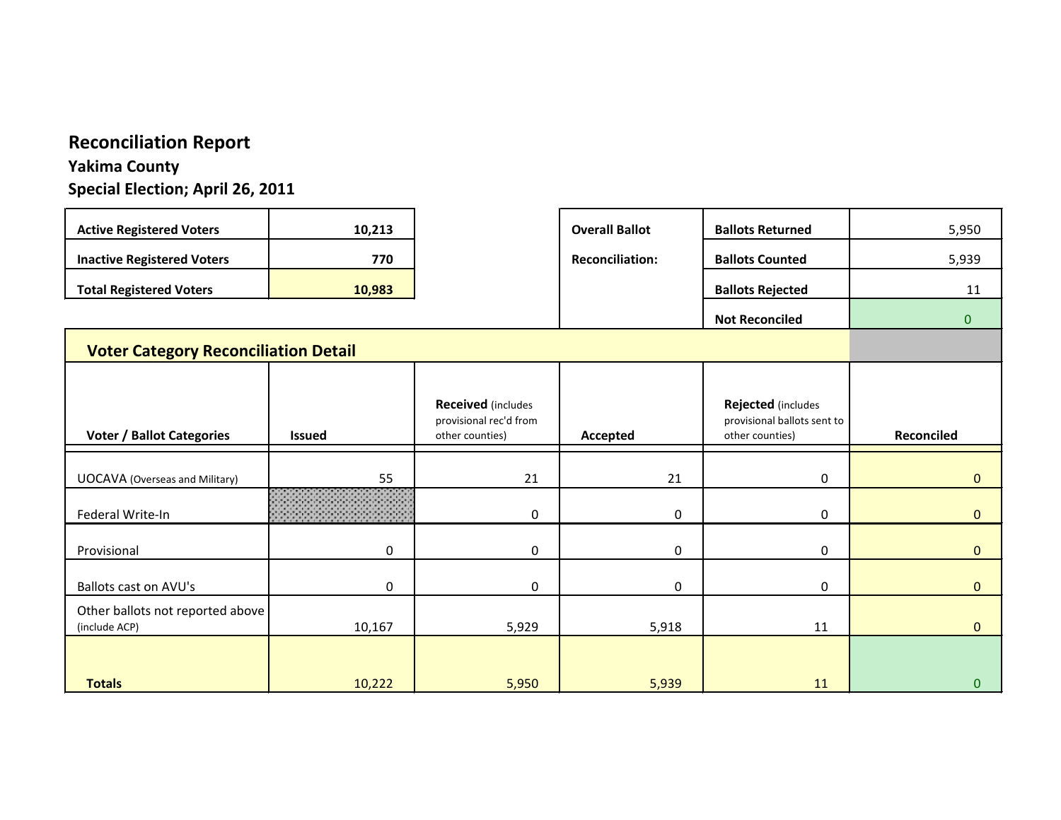## Reconciliation Report

### Yakima County

### Special Election; April 26, 2011

| | |
|---|---|
| **Active Registered Voters** | **10,213** |
| **Inactive Registered Voters** | **770** |
| **Total Registered Voters** | **10,983** |

| Overall Ballot Reconciliation: | | |
|---|---|---|
| | **Ballots Returned** | 5,950 |
| | **Ballots Counted** | 5,939 |
| | **Ballots Rejected** | 11 |
| | **Not Reconciled** | 0 |

### Voter Category Reconciliation Detail

| Voter / Ballot Categories | Issued | Received (includes provisional rec'd from other counties) | Accepted | Rejected (includes provisional ballots sent to other counties) | Reconciled |
|---|---|---|---|---|---|
| UOCAVA (Overseas and Military) | 55 | 21 | 21 | 0 | 0 |
| Federal Write-In | | 0 | 0 | 0 | 0 |
| Provisional | 0 | 0 | 0 | 0 | 0 |
| Ballots cast on AVU's | 0 | 0 | 0 | 0 | 0 |
| Other ballots not reported above (include ACP) | 10,167 | 5,929 | 5,918 | 11 | 0 |
| **Totals** | 10,222 | 5,950 | 5,939 | 11 | 0 |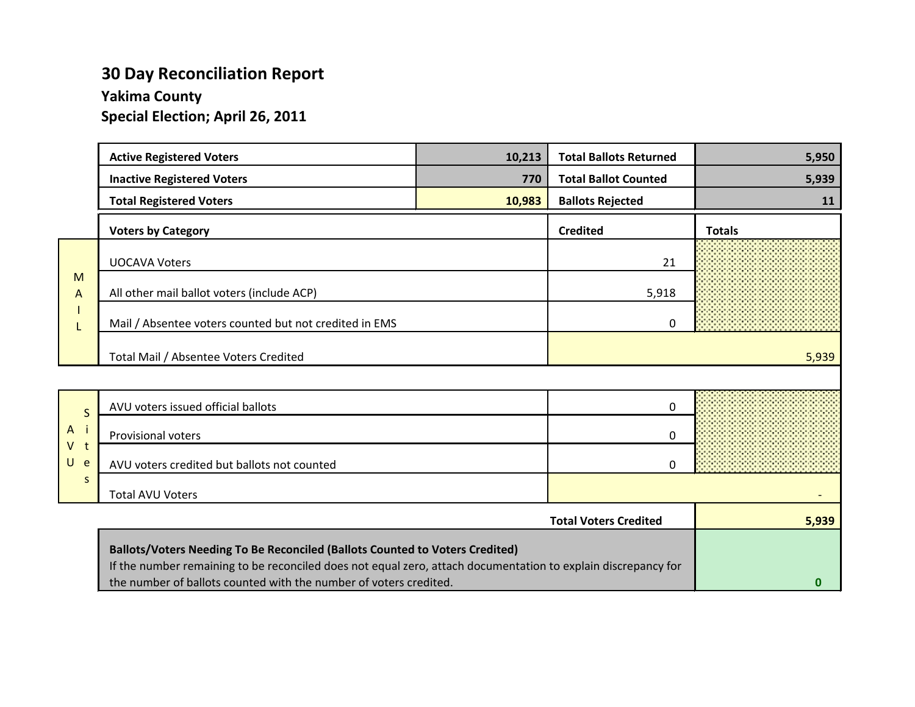# 30 Day Reconciliation Report

## Yakima County

## Special Election; April 26, 2011

| | | | |
|---|---|---|---|
| **Active Registered Voters** | **10,213** | **Total Ballots Returned** | **5,950** |
| **Inactive Registered Voters** | **770** | **Total Ballot Counted** | **5,939** |
| **Total Registered Voters** | **10,983** | **Ballots Rejected** | **11** |

| | **Voters by Category** | **Credited** | **Totals** |
|---|---|---|---|
| MAIL | UOCAVA Voters | 21 | |
| | All other mail ballot voters (include ACP) | 5,918 | |
| | Mail / Absentee voters counted but not credited in EMS | 0 | |
| | Total Mail / Absentee Voters Credited | | 5,939 |
| AVU Sites | AVU voters issued official ballots | 0 | |
| | Provisional voters | 0 | |
| | AVU voters credited but ballots not counted | 0 | |
| | Total AVU Voters | | - |
| | | **Total Voters Credited** | **5,939** |

| | |
|---|---|
| **Ballots/Voters Needing To Be Reconciled (Ballots Counted to Voters Credited)** If the number remaining to be reconciled does not equal zero, attach documentation to explain discrepancy for the number of ballots counted with the number of voters credited. | **0** |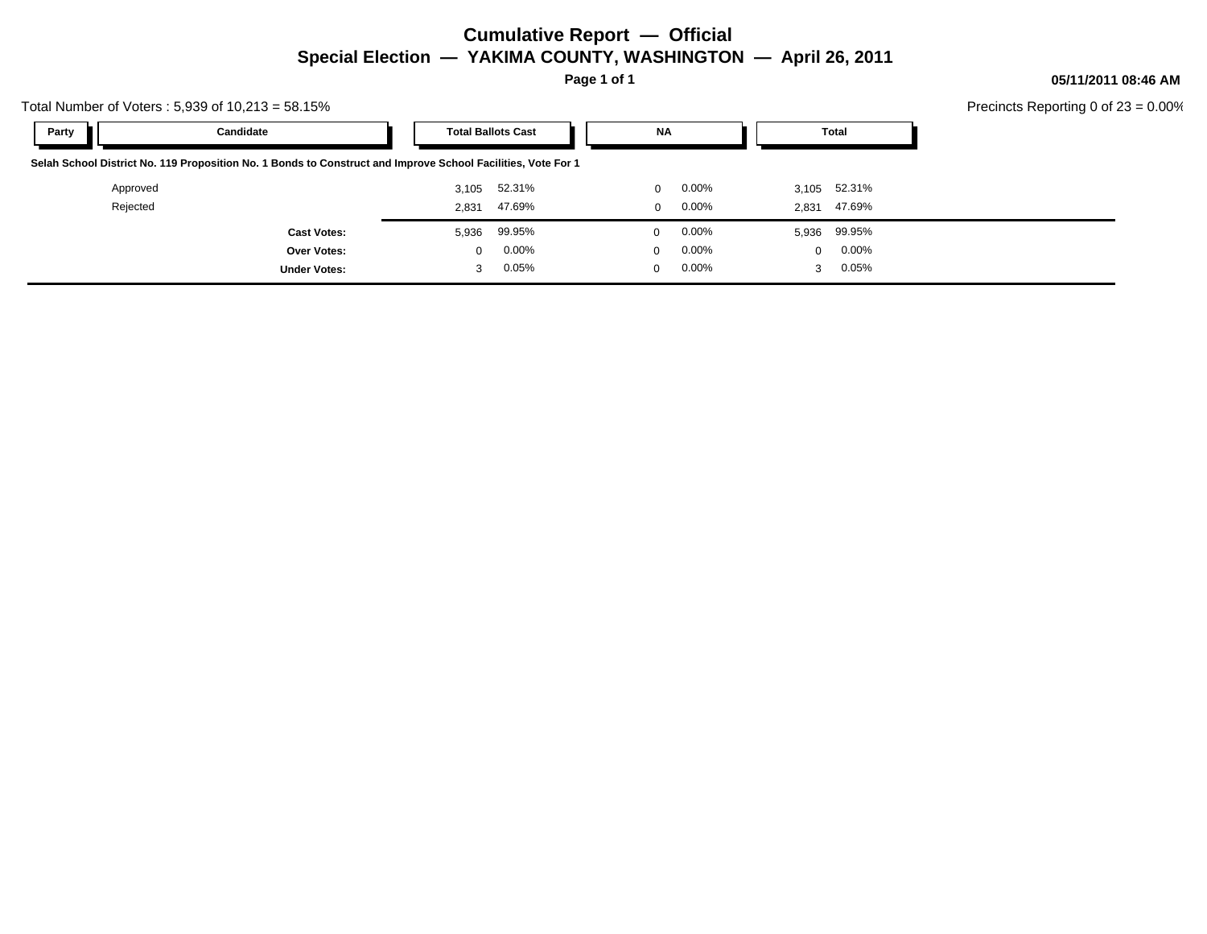# Cumulative Report — Official

## Special Election — YAKIMA COUNTY, WASHINGTON — April 26, 2011

**05/11/2011 08:46 AM**

Total Number of Voters : 5,939 of 10,213 = 58.15%

Precincts Reporting 0 of 23 = 0.00%

| Party | Candidate | Total Ballots Cast | | NA | | Total | |
|---|---|---|---|---|---|---|---|
| **Selah School District No. 119 Proposition No. 1 Bonds to Construct and Improve School Facilities, Vote For 1** | | | | | | | |
| | Approved | 3,105 | 52.31% | 0 | 0.00% | 3,105 | 52.31% |
| | Rejected | 2,831 | 47.69% | 0 | 0.00% | 2,831 | 47.69% |
| | **Cast Votes:** | 5,936 | 99.95% | 0 | 0.00% | 5,936 | 99.95% |
| | **Over Votes:** | 0 | 0.00% | 0 | 0.00% | 0 | 0.00% |
| | **Under Votes:** | 3 | 0.05% | 0 | 0.00% | 3 | 0.05% |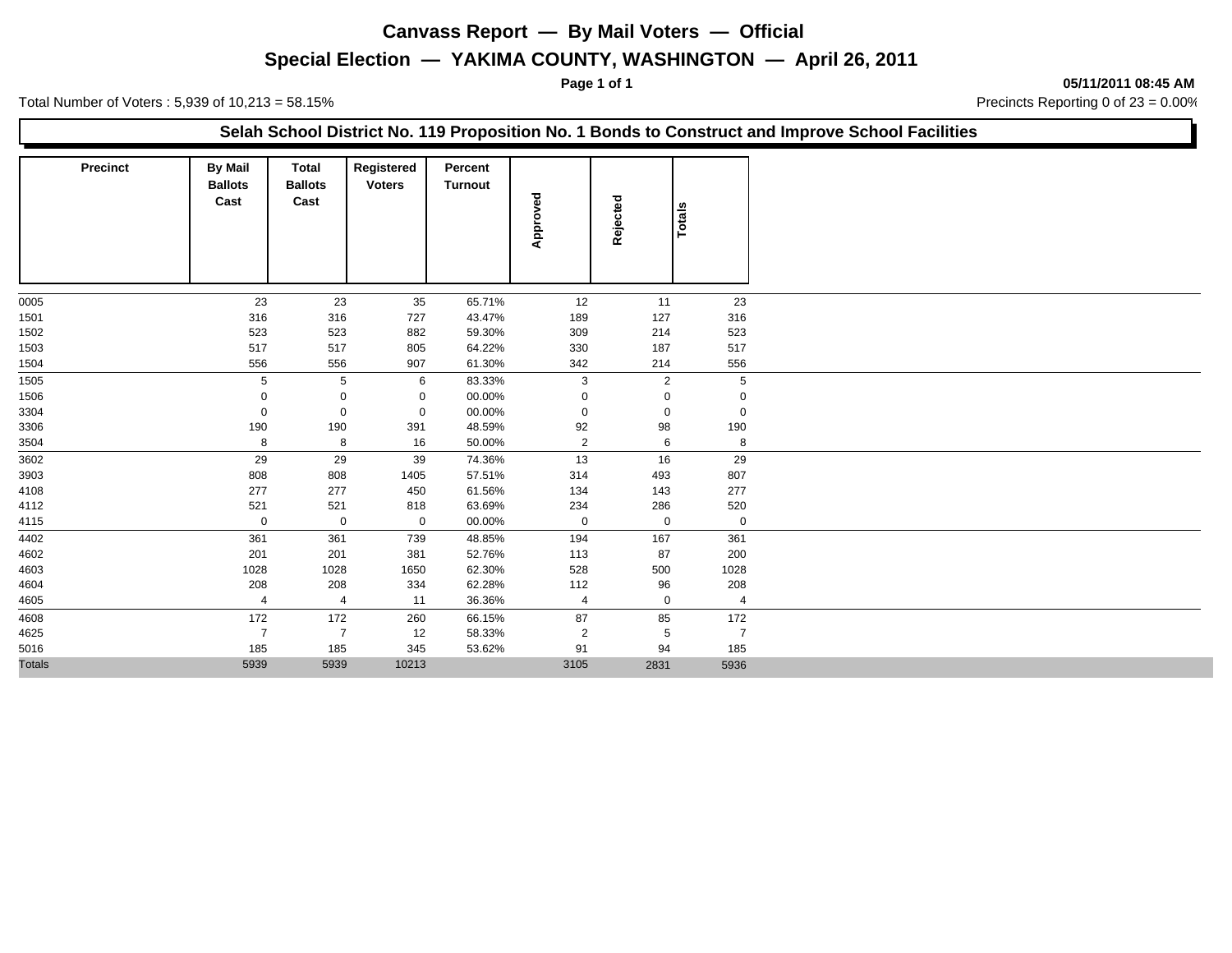# Canvass Report — By Mail Voters — Official

## Special Election — YAKIMA COUNTY, WASHINGTON — April 26, 2011

05/11/2011 08:45 AM

Total Number of Voters : 5,939 of 10,213 = 58.15%

Precincts Reporting 0 of 23 = 0.00%

### Selah School District No. 119 Proposition No. 1 Bonds to Construct and Improve School Facilities

| Precinct | By Mail Ballots Cast | Total Ballots Cast | Registered Voters | Percent Turnout | Approved | Rejected | Totals |
|---|---|---|---|---|---|---|---|
| 0005 | 23 | 23 | 35 | 65.71% | 12 | 11 | 23 |
| 1501 | 316 | 316 | 727 | 43.47% | 189 | 127 | 316 |
| 1502 | 523 | 523 | 882 | 59.30% | 309 | 214 | 523 |
| 1503 | 517 | 517 | 805 | 64.22% | 330 | 187 | 517 |
| 1504 | 556 | 556 | 907 | 61.30% | 342 | 214 | 556 |
| 1505 | 5 | 5 | 6 | 83.33% | 3 | 2 | 5 |
| 1506 | 0 | 0 | 0 | 00.00% | 0 | 0 | 0 |
| 3304 | 0 | 0 | 0 | 00.00% | 0 | 0 | 0 |
| 3306 | 190 | 190 | 391 | 48.59% | 92 | 98 | 190 |
| 3504 | 8 | 8 | 16 | 50.00% | 2 | 6 | 8 |
| 3602 | 29 | 29 | 39 | 74.36% | 13 | 16 | 29 |
| 3903 | 808 | 808 | 1405 | 57.51% | 314 | 493 | 807 |
| 4108 | 277 | 277 | 450 | 61.56% | 134 | 143 | 277 |
| 4112 | 521 | 521 | 818 | 63.69% | 234 | 286 | 520 |
| 4115 | 0 | 0 | 0 | 00.00% | 0 | 0 | 0 |
| 4402 | 361 | 361 | 739 | 48.85% | 194 | 167 | 361 |
| 4602 | 201 | 201 | 381 | 52.76% | 113 | 87 | 200 |
| 4603 | 1028 | 1028 | 1650 | 62.30% | 528 | 500 | 1028 |
| 4604 | 208 | 208 | 334 | 62.28% | 112 | 96 | 208 |
| 4605 | 4 | 4 | 11 | 36.36% | 4 | 0 | 4 |
| 4608 | 172 | 172 | 260 | 66.15% | 87 | 85 | 172 |
| 4625 | 7 | 7 | 12 | 58.33% | 2 | 5 | 7 |
| 5016 | 185 | 185 | 345 | 53.62% | 91 | 94 | 185 |
| Totals | 5939 | 5939 | 10213 | | 3105 | 2831 | 5936 |